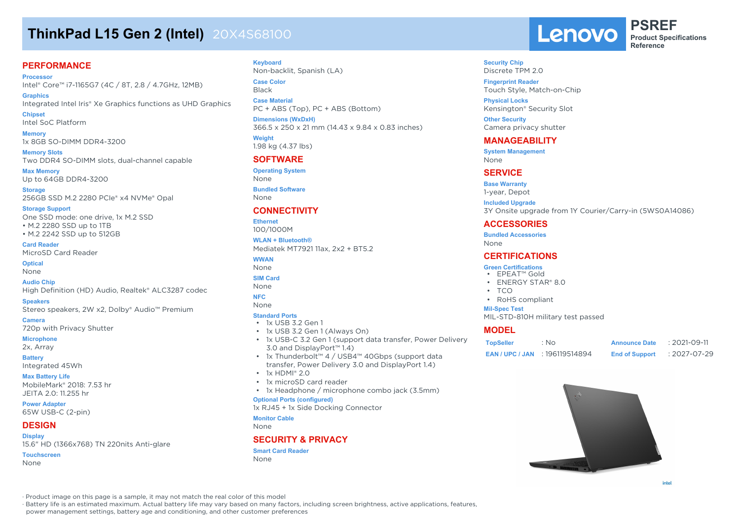# ThinkPad L15 Gen 2 (Intel) 20X4S68100

Lenovo PSREF Product Specifications Reference

## PERFORMANCE

**Processor**
Intel® Core™ i7-1165G7 (4C / 8T, 2.8 / 4.7GHz, 12MB)

**Graphics**
Integrated Intel Iris® Xe Graphics functions as UHD Graphics

**Chipset**
Intel SoC Platform

**Memory**
1x 8GB SO-DIMM DDR4-3200

**Memory Slots**
Two DDR4 SO-DIMM slots, dual-channel capable

**Max Memory**
Up to 64GB DDR4-3200

**Storage**
256GB SSD M.2 2280 PCIe® x4 NVMe® Opal

**Storage Support**
One SSD mode: one drive, 1x M.2 SSD
- M.2 2280 SSD up to 1TB
- M.2 2242 SSD up to 512GB

**Card Reader**
MicroSD Card Reader

**Optical**
None

**Audio Chip**
High Definition (HD) Audio, Realtek® ALC3287 codec

**Speakers**
Stereo speakers, 2W x2, Dolby® Audio™ Premium

**Camera**
720p with Privacy Shutter

**Microphone**
2x, Array

**Battery**
Integrated 45Wh

**Max Battery Life**
MobileMark® 2018: 7.53 hr
JEITA 2.0: 11.255 hr

**Power Adapter**
65W USB-C (2-pin)

## DESIGN

**Display**
15.6" HD (1366x768) TN 220nits Anti-glare

**Touchscreen**
None

**Keyboard**
Non-backlit, Spanish (LA)

**Case Color**
Black

**Case Material**
PC + ABS (Top), PC + ABS (Bottom)

**Dimensions (WxDxH)**
366.5 x 250 x 21 mm (14.43 x 9.84 x 0.83 inches)

**Weight**
1.98 kg (4.37 lbs)

## SOFTWARE

**Operating System**
None

**Bundled Software**
None

## CONNECTIVITY

**Ethernet**
100/1000M

**WLAN + Bluetooth®**
Mediatek MT7921 11ax, 2x2 + BT5.2

**WWAN**
None

**SIM Card**
None

**NFC**
None

**Standard Ports**
- 1x USB 3.2 Gen 1
- 1x USB 3.2 Gen 1 (Always On)
- 1x USB-C 3.2 Gen 1 (support data transfer, Power Delivery 3.0 and DisplayPort™ 1.4)
- 1x Thunderbolt™ 4 / USB4™ 40Gbps (support data transfer, Power Delivery 3.0 and DisplayPort 1.4)
- 1x HDMI® 2.0
- 1x microSD card reader
- 1x Headphone / microphone combo jack (3.5mm)

**Optional Ports (configured)**
1x RJ45 + 1x Side Docking Connector

**Monitor Cable**
None

## SECURITY & PRIVACY

**Smart Card Reader**
None

**Security Chip**
Discrete TPM 2.0

**Fingerprint Reader**
Touch Style, Match-on-Chip

**Physical Locks**
Kensington® Security Slot

**Other Security**
Camera privacy shutter

## MANAGEABILITY

**System Management**
None

## SERVICE

**Base Warranty**
1-year, Depot

**Included Upgrade**
3Y Onsite upgrade from 1Y Courier/Carry-in (5WS0A14086)

## ACCESSORIES

**Bundled Accessories**
None

## CERTIFICATIONS

**Green Certifications**
- EPEAT™ Gold
- ENERGY STAR® 8.0
- TCO
- RoHS compliant

**Mil-Spec Test**
MIL-STD-810H military test passed

## MODEL

| | | | |
|---|---|---|---|
| **TopSeller** | : No | **Announce Date** | : 2021-09-11 |
| **EAN / UPC / JAN** | : 196119514894 | **End of Support** | : 2027-07-29 |

· Product image on this page is a sample, it may not match the real color of this model
· Battery life is an estimated maximum. Actual battery life may vary based on many factors, including screen brightness, active applications, features, power management settings, battery age and conditioning, and other customer preferences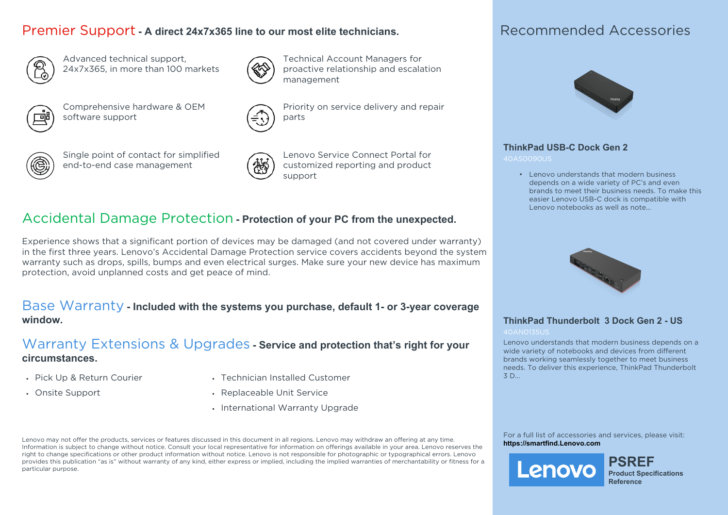## Premier Support - A direct 24x7x365 line to our most elite technicians.

Advanced technical support, 24x7x365, in more than 100 markets

Technical Account Managers for proactive relationship and escalation management

Comprehensive hardware & OEM software support

Priority on service delivery and repair parts

Single point of contact for simplified end-to-end case management

Lenovo Service Connect Portal for customized reporting and product support

## Accidental Damage Protection - Protection of your PC from the unexpected.

Experience shows that a significant portion of devices may be damaged (and not covered under warranty) in the first three years. Lenovo's Accidental Damage Protection service covers accidents beyond the system warranty such as drops, spills, bumps and even electrical surges. Make sure your new device has maximum protection, avoid unplanned costs and get peace of mind.

## Base Warranty - Included with the systems you purchase, default 1- or 3-year coverage window.

## Warranty Extensions & Upgrades - Service and protection that's right for your circumstances.

- Pick Up & Return Courier
- Onsite Support
- Technician Installed Customer
- Replaceable Unit Service
- International Warranty Upgrade

Lenovo may not offer the products, services or features discussed in this document in all regions. Lenovo may withdraw an offering at any time. Information is subject to change without notice. Consult your local representative for information on offerings available in your area. Lenovo reserves the right to change specifications or other product information without notice. Lenovo is not responsible for photographic or typographical errors. Lenovo provides this publication "as is" without warranty of any kind, either express or implied, including the implied warranties of merchantability or fitness for a particular purpose.

## Recommended Accessories

**ThinkPad USB-C Dock Gen 2**

40AS0090US

- Lenovo understands that modern business depends on a wide variety of PC's and even brands to meet their business needs. To make this easier Lenovo USB-C dock is compatible with Lenovo notebooks as well as note...

**ThinkPad Thunderbolt 3 Dock Gen 2 - US**

40AN0135US

Lenovo understands that modern business depends on a wide variety of notebooks and devices from different brands working seamlessly together to meet business needs. To deliver this experience, ThinkPad Thunderbolt 3 D...

For a full list of accessories and services, please visit:
**https://smartfind.Lenovo.com**

Lenovo **PSREF** Product Specifications Reference